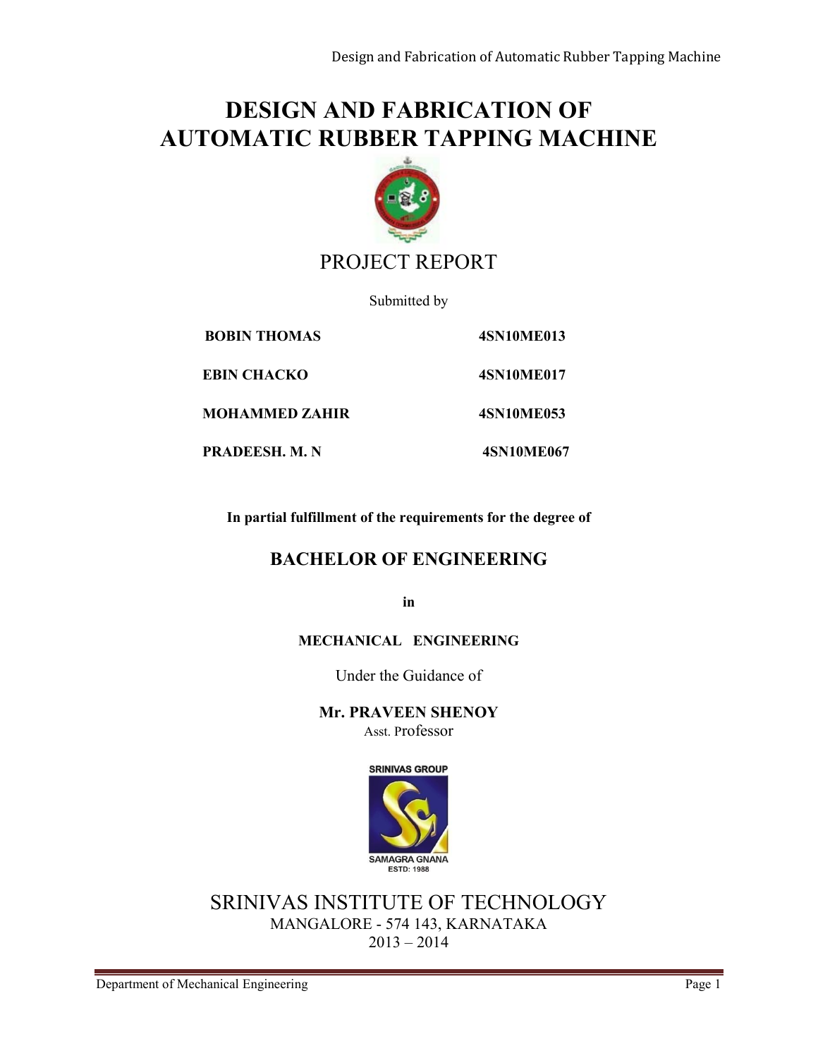# DESIGN AND FABRICATION OF AUTOMATIC RUBBER TAPPING MACHINE

## PROJECT REPORT

Submitted by

| | |
|---|---|
| **BOBIN THOMAS** | **4SN10ME013** |
| **EBIN CHACKO** | **4SN10ME017** |
| **MOHAMMED ZAHIR** | **4SN10ME053** |
| **PRADEESH. M. N** | **4SN10ME067** |

**In partial fulfillment of the requirements for the degree of**

## BACHELOR OF ENGINEERING

**in**

**MECHANICAL ENGINEERING**

Under the Guidance of

**Mr. PRAVEEN SHENOY**
Asst. Professor

SRINIVAS GROUP
SAMAGRA GNANA
ESTD: 1988

## SRINIVAS INSTITUTE OF TECHNOLOGY

MANGALORE - 574 143, KARNATAKA
2013 – 2014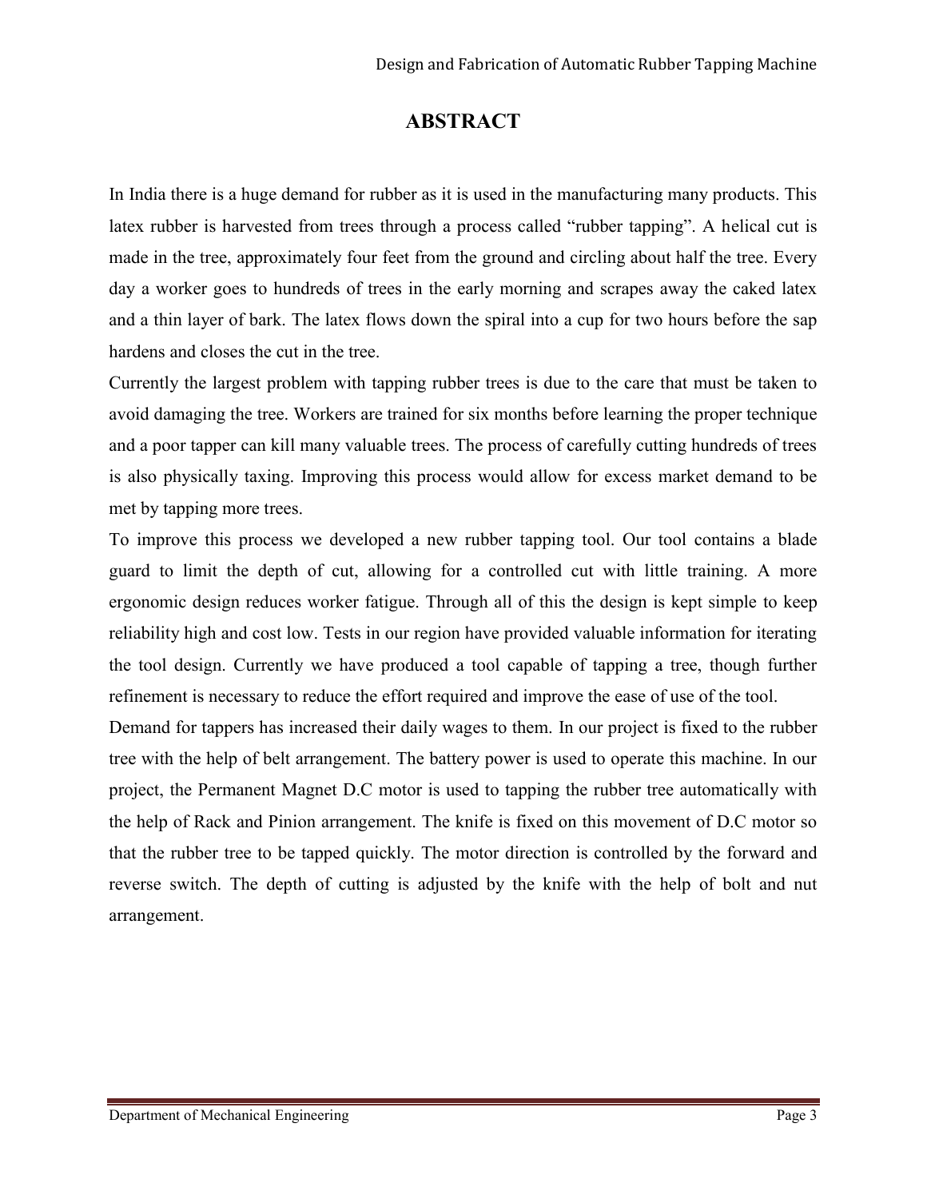# ABSTRACT

In India there is a huge demand for rubber as it is used in the manufacturing many products. This latex rubber is harvested from trees through a process called "rubber tapping". A helical cut is made in the tree, approximately four feet from the ground and circling about half the tree. Every day a worker goes to hundreds of trees in the early morning and scrapes away the caked latex and a thin layer of bark. The latex flows down the spiral into a cup for two hours before the sap hardens and closes the cut in the tree.

Currently the largest problem with tapping rubber trees is due to the care that must be taken to avoid damaging the tree. Workers are trained for six months before learning the proper technique and a poor tapper can kill many valuable trees. The process of carefully cutting hundreds of trees is also physically taxing. Improving this process would allow for excess market demand to be met by tapping more trees.

To improve this process we developed a new rubber tapping tool. Our tool contains a blade guard to limit the depth of cut, allowing for a controlled cut with little training. A more ergonomic design reduces worker fatigue. Through all of this the design is kept simple to keep reliability high and cost low. Tests in our region have provided valuable information for iterating the tool design. Currently we have produced a tool capable of tapping a tree, though further refinement is necessary to reduce the effort required and improve the ease of use of the tool.

Demand for tappers has increased their daily wages to them. In our project is fixed to the rubber tree with the help of belt arrangement. The battery power is used to operate this machine. In our project, the Permanent Magnet D.C motor is used to tapping the rubber tree automatically with the help of Rack and Pinion arrangement. The knife is fixed on this movement of D.C motor so that the rubber tree to be tapped quickly. The motor direction is controlled by the forward and reverse switch. The depth of cutting is adjusted by the knife with the help of bolt and nut arrangement.